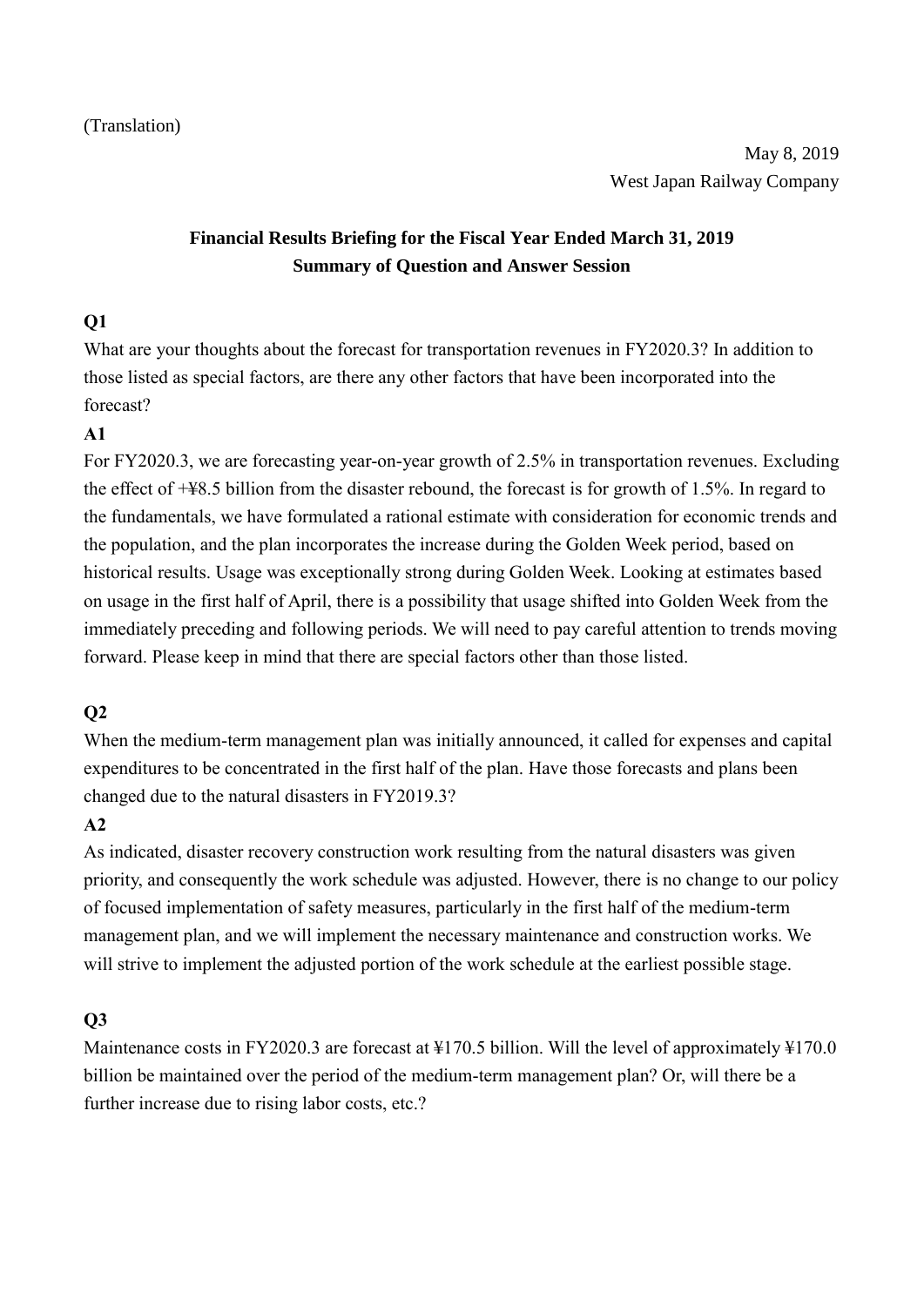(Translation)

May 8, 2019
West Japan Railway Company

# Financial Results Briefing for the Fiscal Year Ended March 31, 2019
## Summary of Question and Answer Session

**Q1**

What are your thoughts about the forecast for transportation revenues in FY2020.3? In addition to those listed as special factors, are there any other factors that have been incorporated into the forecast?

**A1**

For FY2020.3, we are forecasting year-on-year growth of 2.5% in transportation revenues. Excluding the effect of +¥8.5 billion from the disaster rebound, the forecast is for growth of 1.5%. In regard to the fundamentals, we have formulated a rational estimate with consideration for economic trends and the population, and the plan incorporates the increase during the Golden Week period, based on historical results. Usage was exceptionally strong during Golden Week. Looking at estimates based on usage in the first half of April, there is a possibility that usage shifted into Golden Week from the immediately preceding and following periods. We will need to pay careful attention to trends moving forward. Please keep in mind that there are special factors other than those listed.

**Q2**

When the medium-term management plan was initially announced, it called for expenses and capital expenditures to be concentrated in the first half of the plan. Have those forecasts and plans been changed due to the natural disasters in FY2019.3?

**A2**

As indicated, disaster recovery construction work resulting from the natural disasters was given priority, and consequently the work schedule was adjusted. However, there is no change to our policy of focused implementation of safety measures, particularly in the first half of the medium-term management plan, and we will implement the necessary maintenance and construction works. We will strive to implement the adjusted portion of the work schedule at the earliest possible stage.

**Q3**

Maintenance costs in FY2020.3 are forecast at ¥170.5 billion. Will the level of approximately ¥170.0 billion be maintained over the period of the medium-term management plan? Or, will there be a further increase due to rising labor costs, etc.?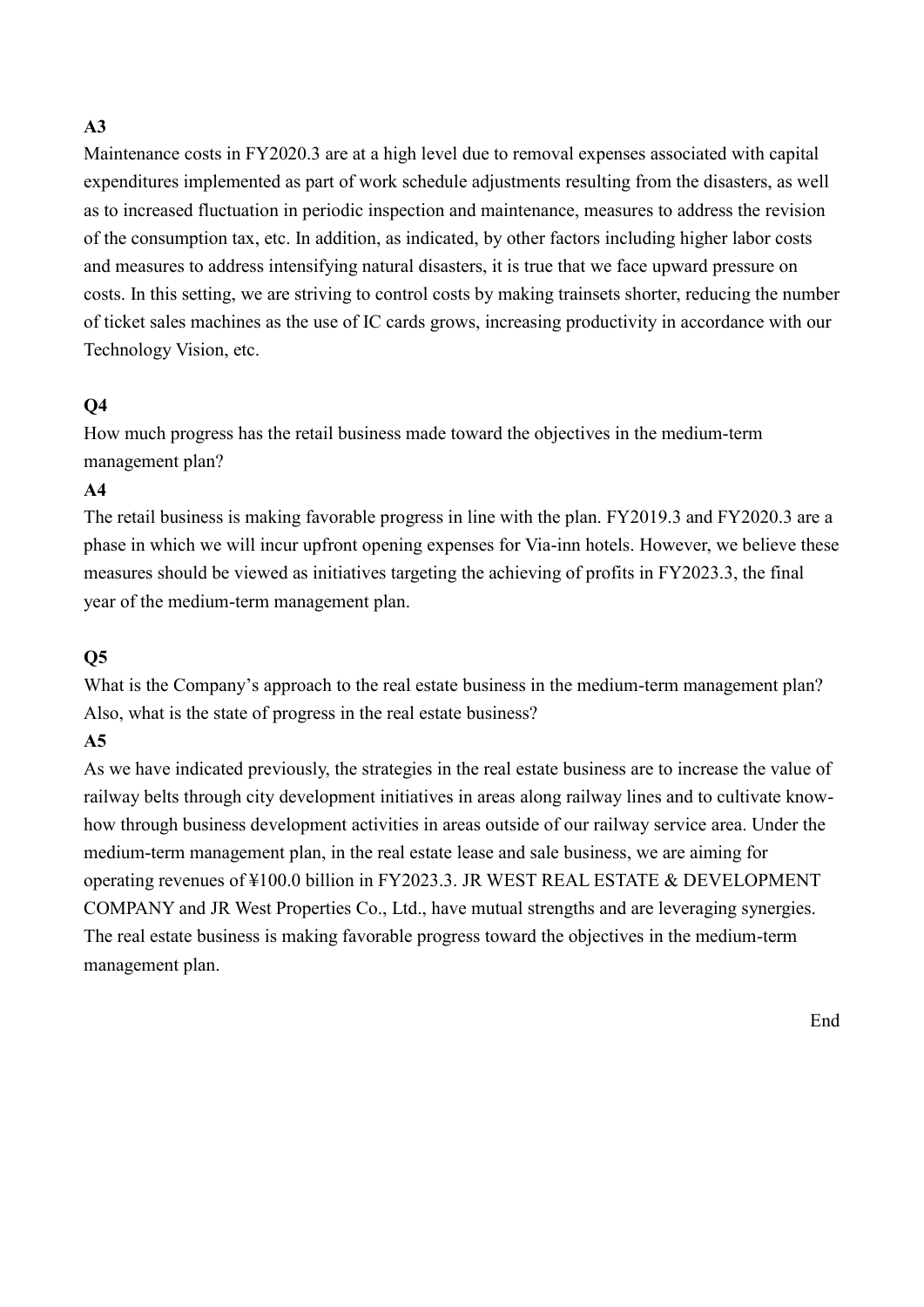**A3**

Maintenance costs in FY2020.3 are at a high level due to removal expenses associated with capital expenditures implemented as part of work schedule adjustments resulting from the disasters, as well as to increased fluctuation in periodic inspection and maintenance, measures to address the revision of the consumption tax, etc. In addition, as indicated, by other factors including higher labor costs and measures to address intensifying natural disasters, it is true that we face upward pressure on costs. In this setting, we are striving to control costs by making trainsets shorter, reducing the number of ticket sales machines as the use of IC cards grows, increasing productivity in accordance with our Technology Vision, etc.

**Q4**

How much progress has the retail business made toward the objectives in the medium-term management plan?

**A4**

The retail business is making favorable progress in line with the plan. FY2019.3 and FY2020.3 are a phase in which we will incur upfront opening expenses for Via-inn hotels. However, we believe these measures should be viewed as initiatives targeting the achieving of profits in FY2023.3, the final year of the medium-term management plan.

**Q5**

What is the Company's approach to the real estate business in the medium-term management plan? Also, what is the state of progress in the real estate business?

**A5**

As we have indicated previously, the strategies in the real estate business are to increase the value of railway belts through city development initiatives in areas along railway lines and to cultivate know-how through business development activities in areas outside of our railway service area. Under the medium-term management plan, in the real estate lease and sale business, we are aiming for operating revenues of ¥100.0 billion in FY2023.3. JR WEST REAL ESTATE & DEVELOPMENT COMPANY and JR West Properties Co., Ltd., have mutual strengths and are leveraging synergies. The real estate business is making favorable progress toward the objectives in the medium-term management plan.

End